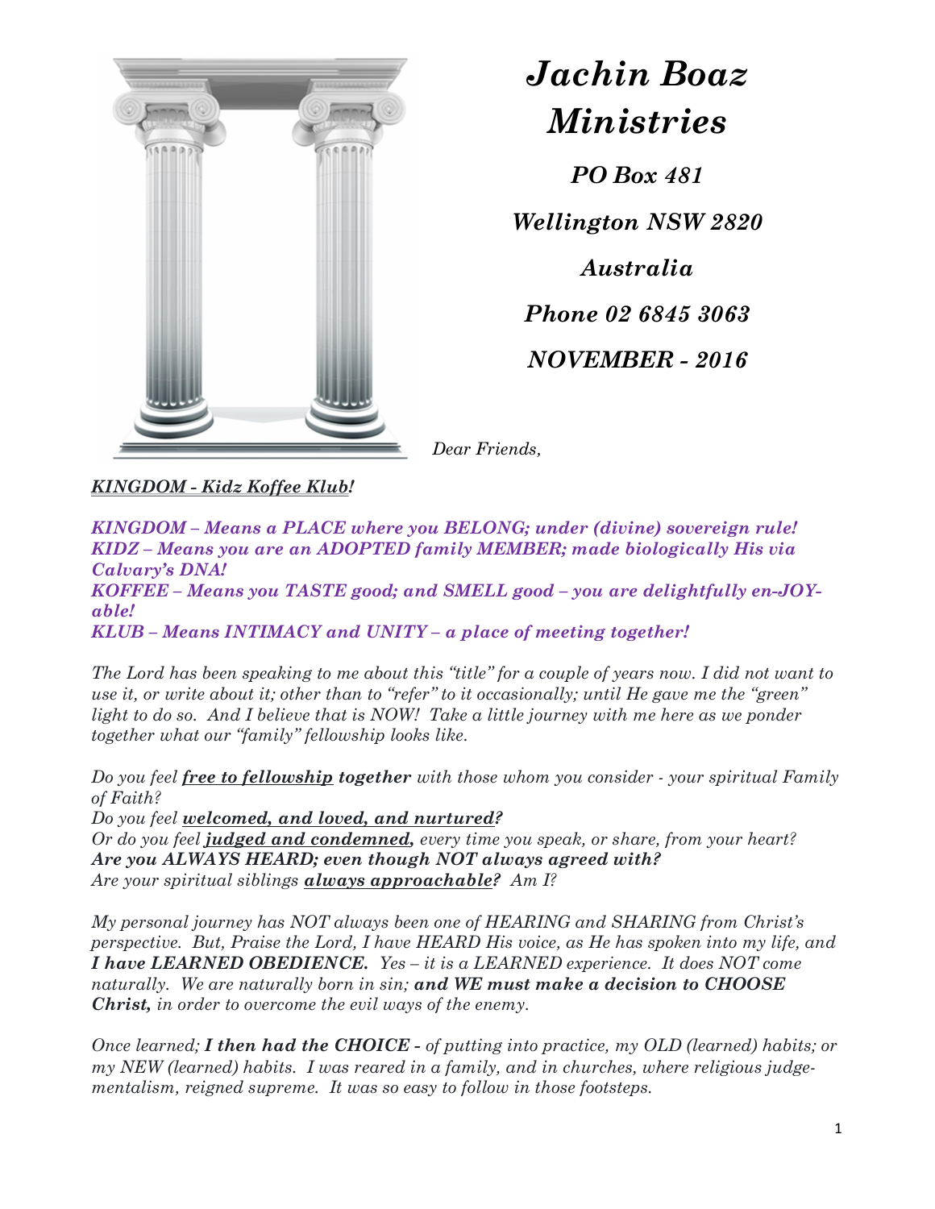# *Jachin Boaz Ministries*

***PO Box 481***

***Wellington NSW 2820***

***Australia***

***Phone 02 6845 3063***

***NOVEMBER - 2016***

*Dear Friends,*

***KINGDOM - Kidz Koffee Klub!***

***KINGDOM – Means a PLACE where you BELONG; under (divine) sovereign rule!***
***KIDZ – Means you are an ADOPTED family MEMBER; made biologically His via Calvary's DNA!***
***KOFFEE – Means you TASTE good; and SMELL good – you are delightfully en-JOY-able!***
***KLUB – Means INTIMACY and UNITY – a place of meeting together!***

*The Lord has been speaking to me about this "title" for a couple of years now. I did not want to use it, or write about it; other than to "refer" to it occasionally; until He gave me the "green" light to do so. And I believe that is NOW! Take a little journey with me here as we ponder together what our "family" fellowship looks like.*

*Do you feel **free to fellowship together** with those whom you consider - your spiritual Family of Faith?*
*Do you feel **welcomed, and loved, and nurtured?***
*Or do you feel **judged and condemned,** every time you speak, or share, from your heart?*
***Are you ALWAYS HEARD; even though NOT always agreed with?***
*Are your spiritual siblings **always approachable?** Am I?*

*My personal journey has NOT always been one of HEARING and SHARING from Christ's perspective. But, Praise the Lord, I have HEARD His voice, as He has spoken into my life, and **I have LEARNED OBEDIENCE.** Yes – it is a LEARNED experience. It does NOT come naturally. We are naturally born in sin; **and WE must make a decision to CHOOSE Christ,** in order to overcome the evil ways of the enemy.*

*Once learned; **I then had the CHOICE -** of putting into practice, my OLD (learned) habits; or my NEW (learned) habits. I was reared in a family, and in churches, where religious judge-mentalism, reigned supreme. It was so easy to follow in those footsteps.*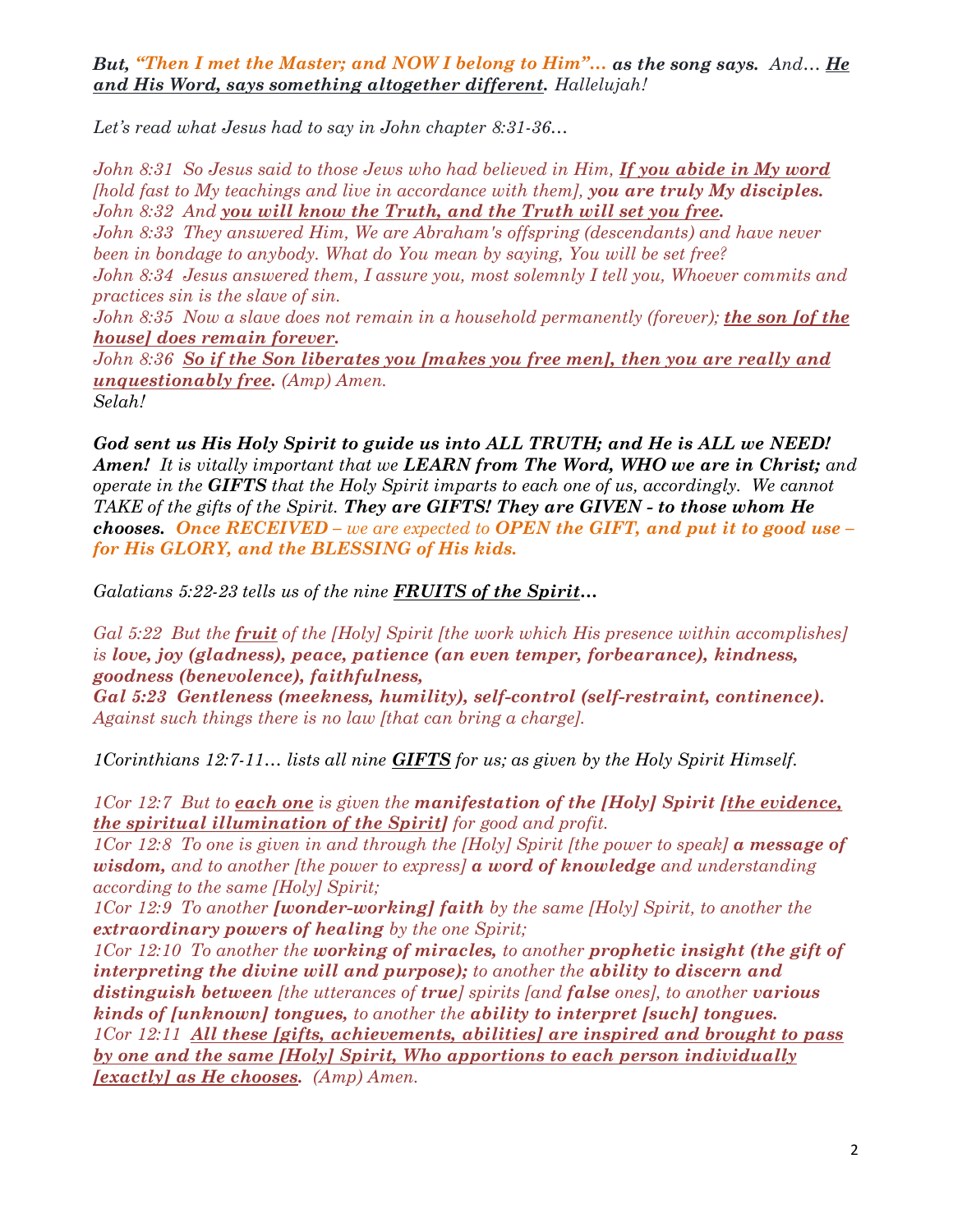***But, "Then I met the Master; and NOW I belong to Him"… as the song says.*** *And… **He and His Word, says something altogether different.** Hallelujah!*

*Let's read what Jesus had to say in John chapter 8:31-36…*

*John 8:31 So Jesus said to those Jews who had believed in Him, **If you abide in My word** [hold fast to My teachings and live in accordance with them], **you are truly My disciples.***
*John 8:32 And **you will know the Truth, and the Truth will set you free.***
*John 8:33 They answered Him, We are Abraham's offspring (descendants) and have never been in bondage to anybody. What do You mean by saying, You will be set free?*
*John 8:34 Jesus answered them, I assure you, most solemnly I tell you, Whoever commits and practices sin is the slave of sin.*
*John 8:35 Now a slave does not remain in a household permanently (forever); **the son [of the house] does remain forever.***
*John 8:36 **So if the Son liberates you [makes you free men], then you are really and unquestionably free.** (Amp) Amen.*
*Selah!*

***God sent us His Holy Spirit to guide us into ALL TRUTH; and He is ALL we NEED! Amen!*** *It is vitally important that we **LEARN from The Word, WHO we are in Christ;** and operate in the **GIFTS** that the Holy Spirit imparts to each one of us, accordingly. We cannot TAKE of the gifts of the Spirit. **They are GIFTS! They are GIVEN - to those whom He chooses. Once RECEIVED** – we are expected to **OPEN the GIFT, and put it to good use – for His GLORY, and the BLESSING of His kids.***

*Galatians 5:22-23 tells us of the nine **FRUITS of the Spirit…***

*Gal 5:22 But the **fruit** of the [Holy] Spirit [the work which His presence within accomplishes] is **love, joy (gladness), peace, patience (an even temper, forbearance), kindness, goodness (benevolence), faithfulness,***
*Gal 5:23 **Gentleness (meekness, humility), self-control (self-restraint, continence).** Against such things there is no law [that can bring a charge].*

*1Corinthians 12:7-11… lists all nine **GIFTS** for us; as given by the Holy Spirit Himself.*

*1Cor 12:7 But to **each one** is given the **manifestation of the [Holy] Spirit [the evidence, the spiritual illumination of the Spirit]** for good and profit.*
*1Cor 12:8 To one is given in and through the [Holy] Spirit [the power to speak] **a message of wisdom,** and to another [the power to express] **a word of knowledge** and understanding according to the same [Holy] Spirit;*
*1Cor 12:9 To another **[wonder-working] faith** by the same [Holy] Spirit, to another the **extraordinary powers of healing** by the one Spirit;*
*1Cor 12:10 To another the **working of miracles,** to another **prophetic insight (the gift of interpreting the divine will and purpose);** to another the **ability to discern and distinguish between** [the utterances of **true**] spirits [and **false** ones], to another **various kinds of [unknown] tongues,** to another the **ability to interpret [such] tongues.***
*1Cor 12:11 **All these [gifts, achievements, abilities] are inspired and brought to pass by one and the same [Holy] Spirit, Who apportions to each person individually [exactly] as He chooses.** (Amp) Amen.*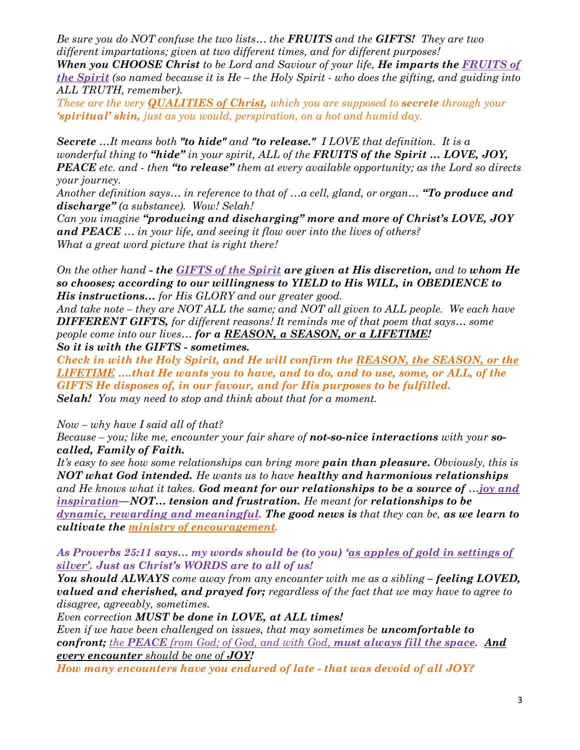*Be sure you do NOT confuse the two lists… the **FRUITS** and the **GIFTS!** They are two different impartations; given at two different times, and for different purposes!*
***When you CHOOSE Christ** to be Lord and Saviour of your life, **He imparts the <u>FRUITS of the Spirit</u>** (so named because it is He – the Holy Spirit - who does the gifting, and guiding into ALL TRUTH, remember).*
*These are the very **<u>QUALITIES of Christ,</u>** which you are supposed to **secrete** through your **'spiritual' skin,** just as you would, perspiration, on a hot and humid day.*

***Secrete** …It means both **"to hide"** and **"to release."** I LOVE that definition. It is a wonderful thing to **"hide"** in your spirit, ALL of the **FRUITS of the Spirit … LOVE, JOY, PEACE** etc. and - then **"to release"** them at every available opportunity; as the Lord so directs your journey.*
*Another definition says… in reference to that of …a cell, gland, or organ… **"To produce and discharge"** (a substance). Wow! Selah!*
*Can you imagine **"producing and discharging" more and more of Christ's LOVE, JOY and PEACE** … in your life, and seeing it flow over into the lives of others?*
*What a great word picture that is right there!*

*On the other hand **- the <u>GIFTS of the Spirit</u> are given at His discretion,** and to **whom He so chooses; according to our willingness to YIELD to His WILL, in OBEDIENCE to His instructions…** for His GLORY and our greater good.*
*And take note – they are NOT ALL the same; and NOT all given to ALL people. We each have **DIFFERENT GIFTS,** for different reasons! It reminds me of that poem that says… some people come into our lives… **for a <u>REASON, a SEASON, or a LIFETIME</u>!***
***So it is with the GIFTS - sometimes.***
***Check in with the Holy Spirit, and He will confirm the <u>REASON, the SEASON, or the LIFETIME</u> ….that He wants you to have, and to do, and to use, some, or ALL, of the GIFTS He disposes of, in our favour, and for His purposes to be fulfilled.***
***Selah!** You may need to stop and think about that for a moment.*

*Now – why have I said all of that?*
*Because – you; like me, encounter your fair share of **not-so-nice interactions** with your **so-called, Family of Faith.***
*It's easy to see how some relationships can bring more **pain than pleasure.** Obviously, this is **NOT what God intended.** He wants us to have **healthy and harmonious relationships** and He knows what it takes. **God meant for our relationships to be a source of <u>…joy and inspiration</u>—NOT… tension and frustration.** He meant for **relationships to be <u>dynamic, rewarding and meaningful</u>. The good news is** that they can be, **as we learn to cultivate the <u>ministry of encouragement</u>.***

***As Proverbs 25:11 says… my words should be (to you) '<u>as apples of gold in settings of silver'</u>. Just as Christ's WORDS are to all of us!***
***You should ALWAYS** come away from any encounter with me as a sibling – **feeling LOVED, valued and cherished, and prayed for;** regardless of the fact that we may have to agree to disagree, agreeably, sometimes.*
*Even correction **MUST be done in LOVE, at ALL times!***
*Even if we have been challenged on issues, that may sometimes be **uncomfortable to confront;** <u>the **PEACE** from God; of God, and with God, **must always fill the space**</u>. **<u>And every encounter</u>** should be one of **<u>JOY</u>!***
***How many encounters have you endured of late - that was devoid of all JOY?***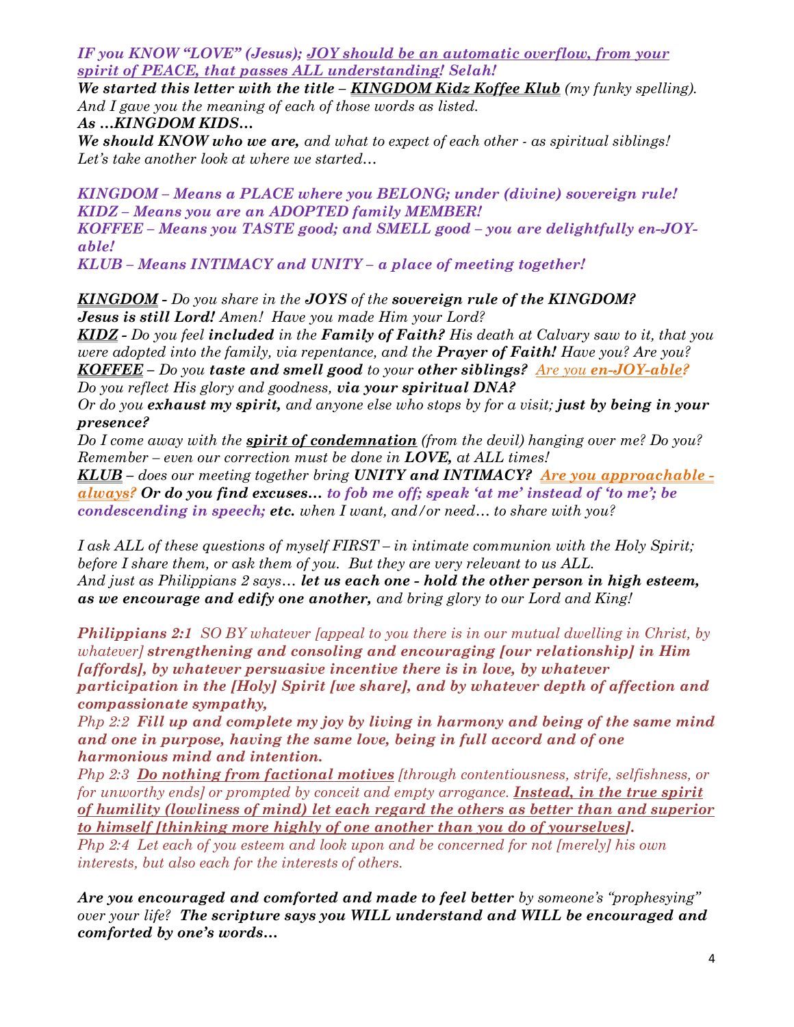*IF you KNOW "LOVE" (Jesus); <u>JOY should be an automatic overflow, from your spirit of PEACE, that passes ALL understanding!</u> Selah!*

***We started this letter with the title –*** ***<u>KINGDOM Kidz Koffee Klub</u>*** *(my funky spelling). And I gave you the meaning of each of those words as listed.*

***As …KINGDOM KIDS…***

***We should KNOW who we are,*** *and what to expect of each other - as spiritual siblings! Let's take another look at where we started…*

***KINGDOM – Means a PLACE where you BELONG; under (divine) sovereign rule!***
***KIDZ – Means you are an ADOPTED family MEMBER!***
***KOFFEE – Means you TASTE good; and SMELL good – you are delightfully en-JOY-able!***
***KLUB – Means INTIMACY and UNITY – a place of meeting together!***

***<u>KINGDOM</u>*** *- Do you share in the* ***JOYS*** *of the* ***sovereign rule of the KINGDOM?*** ***Jesus is still Lord!*** *Amen! Have you made Him your Lord?*

***<u>KIDZ</u>*** *- Do you feel* ***included*** *in the* ***Family of Faith?*** *His death at Calvary saw to it, that you were adopted into the family, via repentance, and the* ***Prayer of Faith!*** *Have you? Are you?*

***<u>KOFFEE</u>*** *– Do you* ***taste and smell good*** *to your* ***other siblings?*** *<u>Are you</u>* ***<u>en-JOY-able?</u>*** *Do you reflect His glory and goodness,* ***via your spiritual DNA?***

*Or do you* ***exhaust my spirit,*** *and anyone else who stops by for a visit;* ***just by being in your presence?***

*Do I come away with the* ***<u>spirit of condemnation</u>*** *(from the devil) hanging over me? Do you? Remember – even our correction must be done in* ***LOVE,*** *at ALL times!*

***<u>KLUB</u>*** *– does our meeting together bring* ***UNITY and INTIMACY?*** *<u>Are you approachable - always?</u>* ***Or do you find excuses…*** *to fob me off; speak 'at me' instead of 'to me'; be condescending in speech;* ***etc.*** *when I want, and/or need… to share with you?*

*I ask ALL of these questions of myself FIRST – in intimate communion with the Holy Spirit; before I share them, or ask them of you. But they are very relevant to us ALL. And just as Philippians 2 says…* ***let us each one - hold the other person in high esteem, as we encourage and edify one another,*** *and bring glory to our Lord and King!*

***Philippians 2:1*** *SO BY whatever [appeal to you there is in our mutual dwelling in Christ, by whatever]* ***strengthening and consoling and encouraging [our relationship] in Him [affords], by whatever persuasive incentive there is in love, by whatever participation in the [Holy] Spirit [we share], and by whatever depth of affection and compassionate sympathy,***

*Php 2:2* ***Fill up and complete my joy by living in harmony and being of the same mind and one in purpose, having the same love, being in full accord and of one harmonious mind and intention.***

*Php 2:3* ***<u>Do nothing from factional motives</u>*** *[through contentiousness, strife, selfishness, or for unworthy ends] or prompted by conceit and empty arrogance.* ***<u>Instead, in the true spirit of humility (lowliness of mind) let each regard the others as better than and superior to himself [thinking more highly of one another than you do of yourselves].</u>***

*Php 2:4 Let each of you esteem and look upon and be concerned for not [merely] his own interests, but also each for the interests of others.*

***Are you encouraged and comforted and made to feel better*** *by someone's "prophesying" over your life?* ***The scripture says you WILL understand and WILL be encouraged and comforted by one's words…***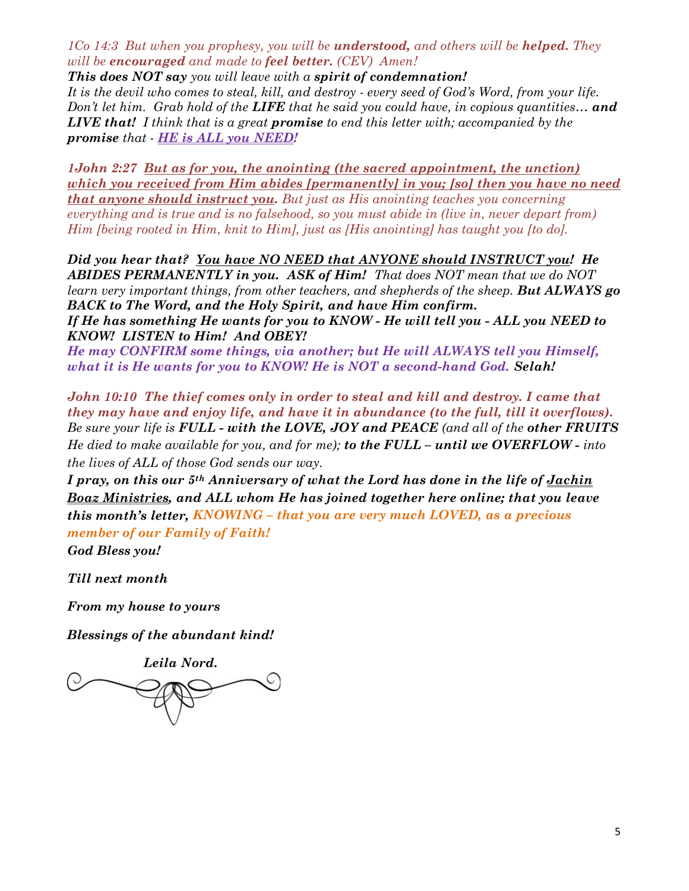*1Co 14:3 But when you prophesy, you will be **understood,** and others will be **helped.** They will be **encouraged** and made to **feel better.** (CEV) Amen!*

***This does NOT say** you will leave with a **spirit of condemnation!***

*It is the devil who comes to steal, kill, and destroy - every seed of God's Word, from your life. Don't let him. Grab hold of the **LIFE** that he said you could have, in copious quantities… **and LIVE that!** I think that is a great **promise** to end this letter with; accompanied by the **promise** that - **HE is ALL you NEED!***

*1John 2:27 **But as for you, the anointing (the sacred appointment, the unction) which you received from Him abides [permanently] in you; [so] then you have no need that anyone should instruct you.** But just as His anointing teaches you concerning everything and is true and is no falsehood, so you must abide in (live in, never depart from) Him [being rooted in Him, knit to Him], just as [His anointing] has taught you [to do].*

***Did you hear that? You have NO NEED that ANYONE should INSTRUCT you! He ABIDES PERMANENTLY in you. ASK of Him!** That does NOT mean that we do NOT learn very important things, from other teachers, and shepherds of the sheep. **But ALWAYS go BACK to The Word, and the Holy Spirit, and have Him confirm.***

***If He has something He wants for you to KNOW - He will tell you - ALL you NEED to KNOW! LISTEN to Him! And OBEY!***

***He may CONFIRM some things, via another; but He will ALWAYS tell you Himself, what it is He wants for you to KNOW! He is NOT a second-hand God. Selah!***

***John 10:10 The thief comes only in order to steal and kill and destroy. I came that they may have and enjoy life, and have it in abundance (to the full, till it overflows).***

*Be sure your life is **FULL - with the LOVE, JOY and PEACE** (and all of the **other FRUITS** He died to make available for you, and for me); **to the FULL – until we OVERFLOW** - into the lives of ALL of those God sends our way.*

***I pray, on this our 5th Anniversary of what the Lord has done in the life of Jachin Boaz Ministries, and ALL whom He has joined together here online; that you leave this month's letter, KNOWING – that you are very much LOVED, as a precious member of our Family of Faith!***

***God Bless you!***

***Till next month***

***From my house to yours***

***Blessings of the abundant kind!***

***Leila Nord.***